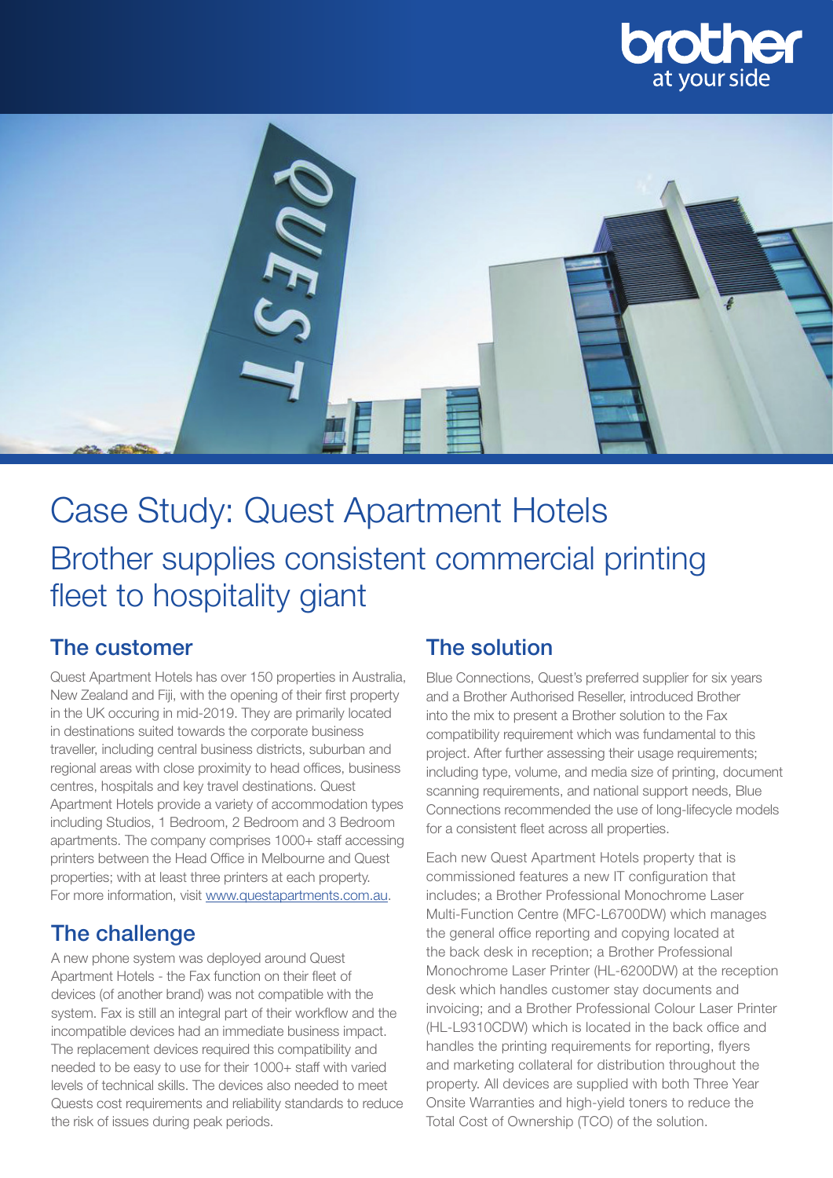# Case Study: Quest Apartment Hotels

## Brother supplies consistent commercial printing fleet to hospitality giant

### The customer

Quest Apartment Hotels has over 150 properties in Australia, New Zealand and Fiji, with the opening of their first property in the UK occuring in mid-2019. They are primarily located in destinations suited towards the corporate business traveller, including central business districts, suburban and regional areas with close proximity to head offices, business centres, hospitals and key travel destinations. Quest Apartment Hotels provide a variety of accommodation types including Studios, 1 Bedroom, 2 Bedroom and 3 Bedroom apartments. The company comprises 1000+ staff accessing printers between the Head Office in Melbourne and Quest properties; with at least three printers at each property. For more information, visit [www.questapartments.com.au](www.questapartments.com.au).

### The challenge

A new phone system was deployed around Quest Apartment Hotels - the Fax function on their fleet of devices (of another brand) was not compatible with the system. Fax is still an integral part of their workflow and the incompatible devices had an immediate business impact. The replacement devices required this compatibility and needed to be easy to use for their 1000+ staff with varied levels of technical skills. The devices also needed to meet Quests cost requirements and reliability standards to reduce the risk of issues during peak periods.

### The solution

Blue Connections, Quest's preferred supplier for six years and a Brother Authorised Reseller, introduced Brother into the mix to present a Brother solution to the Fax compatibility requirement which was fundamental to this project. After further assessing their usage requirements; including type, volume, and media size of printing, document scanning requirements, and national support needs, Blue Connections recommended the use of long-lifecycle models for a consistent fleet across all properties.

Each new Quest Apartment Hotels property that is commissioned features a new IT configuration that includes; a Brother Professional Monochrome Laser Multi-Function Centre (MFC-L6700DW) which manages the general office reporting and copying located at the back desk in reception; a Brother Professional Monochrome Laser Printer (HL-6200DW) at the reception desk which handles customer stay documents and invoicing; and a Brother Professional Colour Laser Printer (HL-L9310CDW) which is located in the back office and handles the printing requirements for reporting, flyers and marketing collateral for distribution throughout the property. All devices are supplied with both Three Year Onsite Warranties and high-yield toners to reduce the Total Cost of Ownership (TCO) of the solution.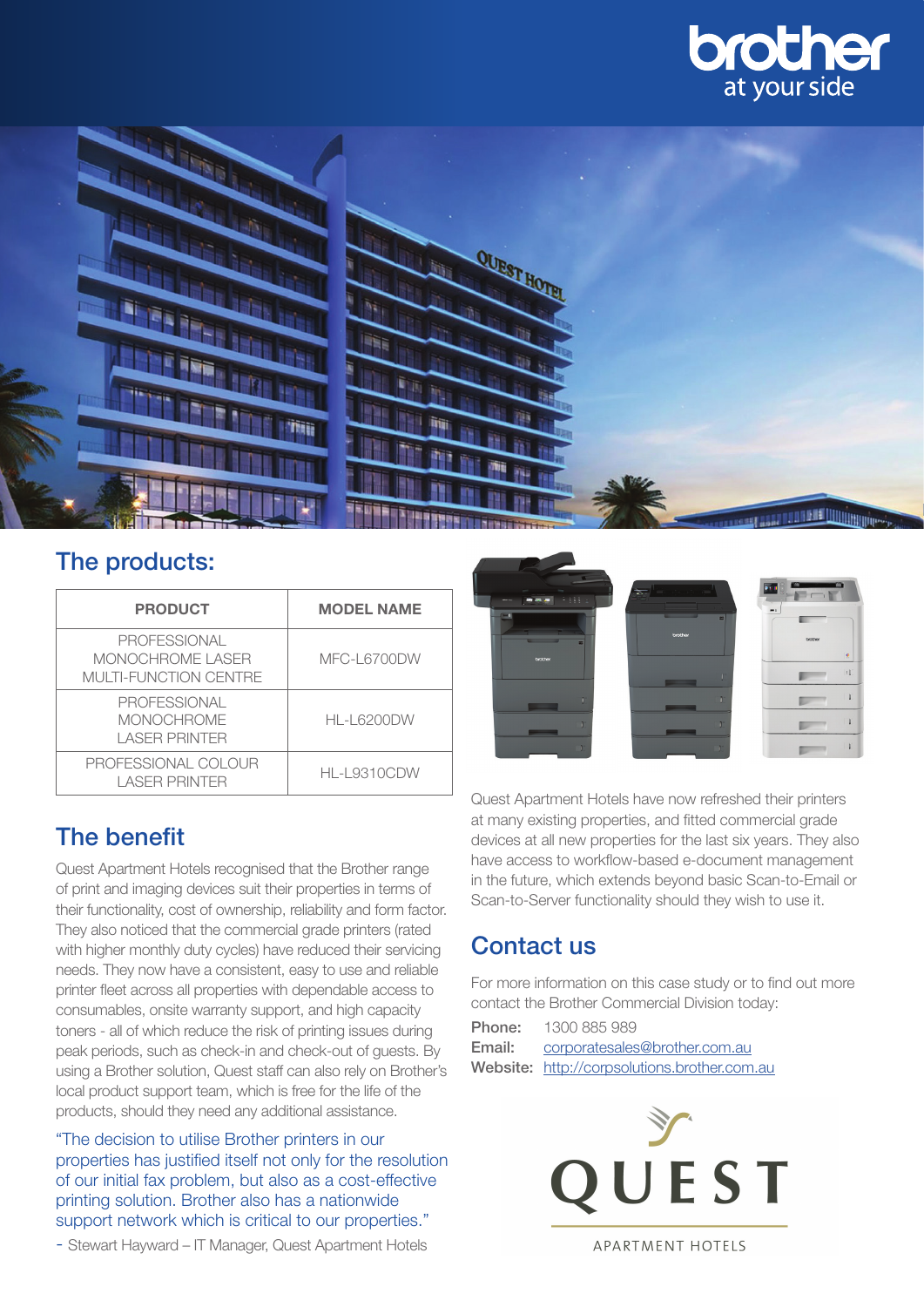## The products:

| PRODUCT | MODEL NAME |
| --- | --- |
| PROFESSIONAL MONOCHROME LASER MULTI-FUNCTION CENTRE | MFC-L6700DW |
| PROFESSIONAL MONOCHROME LASER PRINTER | HL-L6200DW |
| PROFESSIONAL COLOUR LASER PRINTER | HL-L9310CDW |

## The benefit

Quest Apartment Hotels recognised that the Brother range of print and imaging devices suit their properties in terms of their functionality, cost of ownership, reliability and form factor. They also noticed that the commercial grade printers (rated with higher monthly duty cycles) have reduced their servicing needs. They now have a consistent, easy to use and reliable printer fleet across all properties with dependable access to consumables, onsite warranty support, and high capacity toners - all of which reduce the risk of printing issues during peak periods, such as check-in and check-out of guests. By using a Brother solution, Quest staff can also rely on Brother's local product support team, which is free for the life of the products, should they need any additional assistance.

"The decision to utilise Brother printers in our properties has justified itself not only for the resolution of our initial fax problem, but also as a cost-effective printing solution. Brother also has a nationwide support network which is critical to our properties."

- Stewart Hayward – IT Manager, Quest Apartment Hotels

Quest Apartment Hotels have now refreshed their printers at many existing properties, and fitted commercial grade devices at all new properties for the last six years. They also have access to workflow-based e-document management in the future, which extends beyond basic Scan-to-Email or Scan-to-Server functionality should they wish to use it.

## Contact us

For more information on this case study or to find out more contact the Brother Commercial Division today:

**Phone:** 1300 885 989
**Email:** corporatesales@brother.com.au
**Website:** http://corpsolutions.brother.com.au